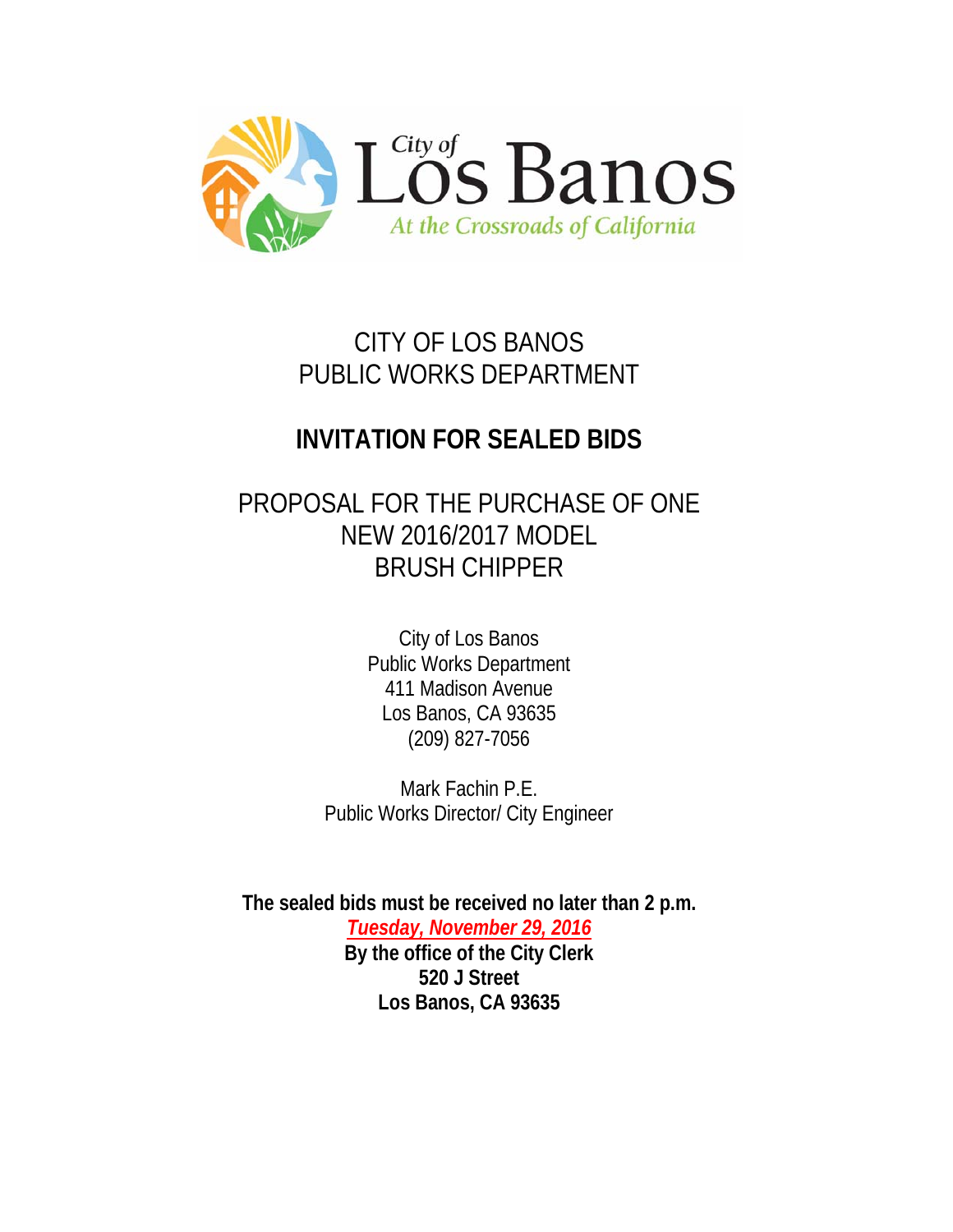City of Los Banos
*At the Crossroads of California*

# CITY OF LOS BANOS
# PUBLIC WORKS DEPARTMENT

## INVITATION FOR SEALED BIDS

## PROPOSAL FOR THE PURCHASE OF ONE NEW 2016/2017 MODEL BRUSH CHIPPER

City of Los Banos
Public Works Department
411 Madison Avenue
Los Banos, CA 93635
(209) 827-7056

Mark Fachin P.E.
Public Works Director/ City Engineer

**The sealed bids must be received no later than 2 p.m.**
***Tuesday, November 29, 2016***
**By the office of the City Clerk**
**520 J Street**
**Los Banos, CA 93635**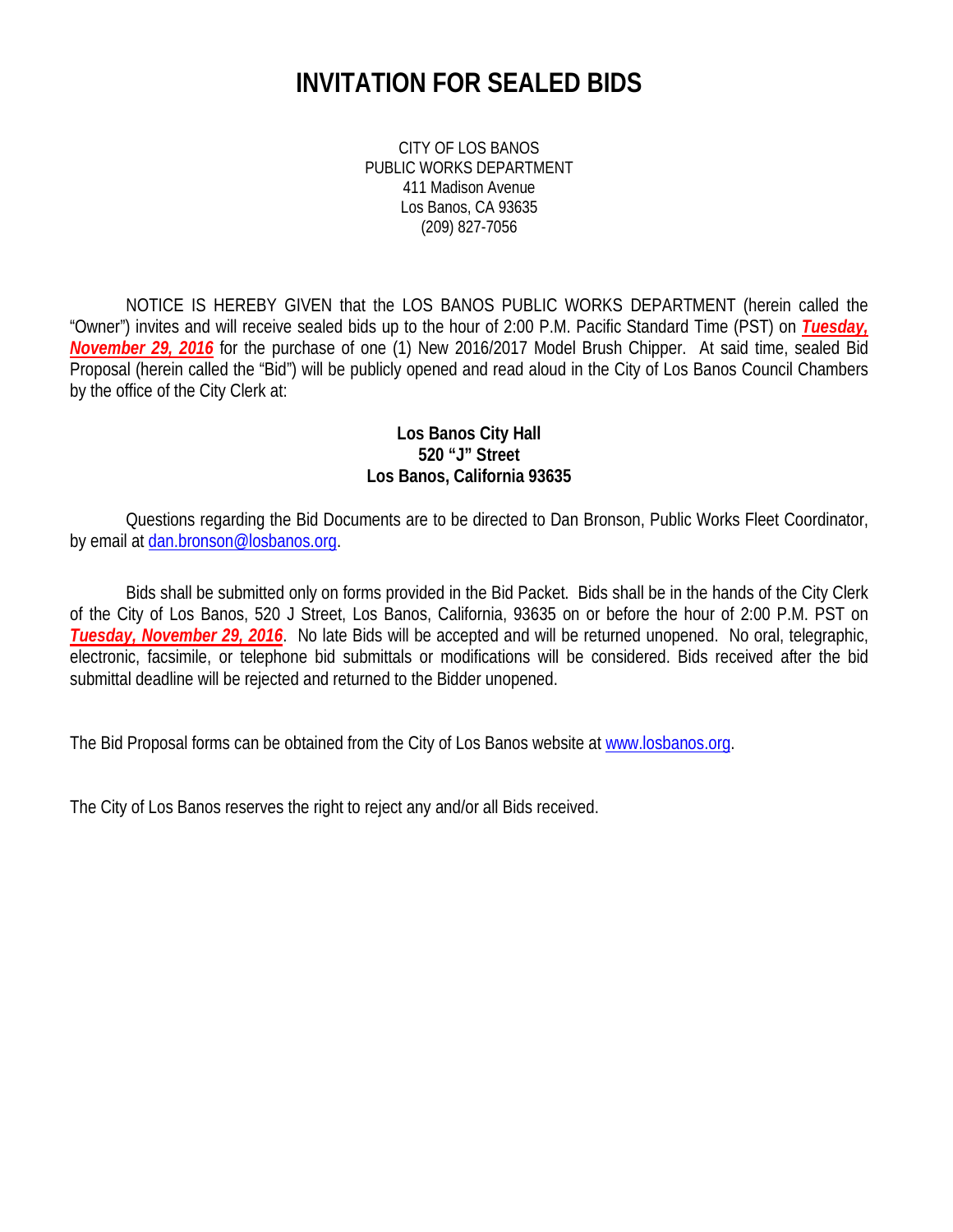# INVITATION FOR SEALED BIDS

CITY OF LOS BANOS
PUBLIC WORKS DEPARTMENT
411 Madison Avenue
Los Banos, CA 93635
(209) 827-7056

NOTICE IS HEREBY GIVEN that the LOS BANOS PUBLIC WORKS DEPARTMENT (herein called the "Owner") invites and will receive sealed bids up to the hour of 2:00 P.M. Pacific Standard Time (PST) on ***Tuesday, November 29, 2016*** for the purchase of one (1) New 2016/2017 Model Brush Chipper. At said time, sealed Bid Proposal (herein called the "Bid") will be publicly opened and read aloud in the City of Los Banos Council Chambers by the office of the City Clerk at:

**Los Banos City Hall**
**520 "J" Street**
**Los Banos, California 93635**

Questions regarding the Bid Documents are to be directed to Dan Bronson, Public Works Fleet Coordinator, by email at dan.bronson@losbanos.org.

Bids shall be submitted only on forms provided in the Bid Packet. Bids shall be in the hands of the City Clerk of the City of Los Banos, 520 J Street, Los Banos, California, 93635 on or before the hour of 2:00 P.M. PST on ***Tuesday, November 29, 2016***. No late Bids will be accepted and will be returned unopened. No oral, telegraphic, electronic, facsimile, or telephone bid submittals or modifications will be considered. Bids received after the bid submittal deadline will be rejected and returned to the Bidder unopened.

The Bid Proposal forms can be obtained from the City of Los Banos website at www.losbanos.org.

The City of Los Banos reserves the right to reject any and/or all Bids received.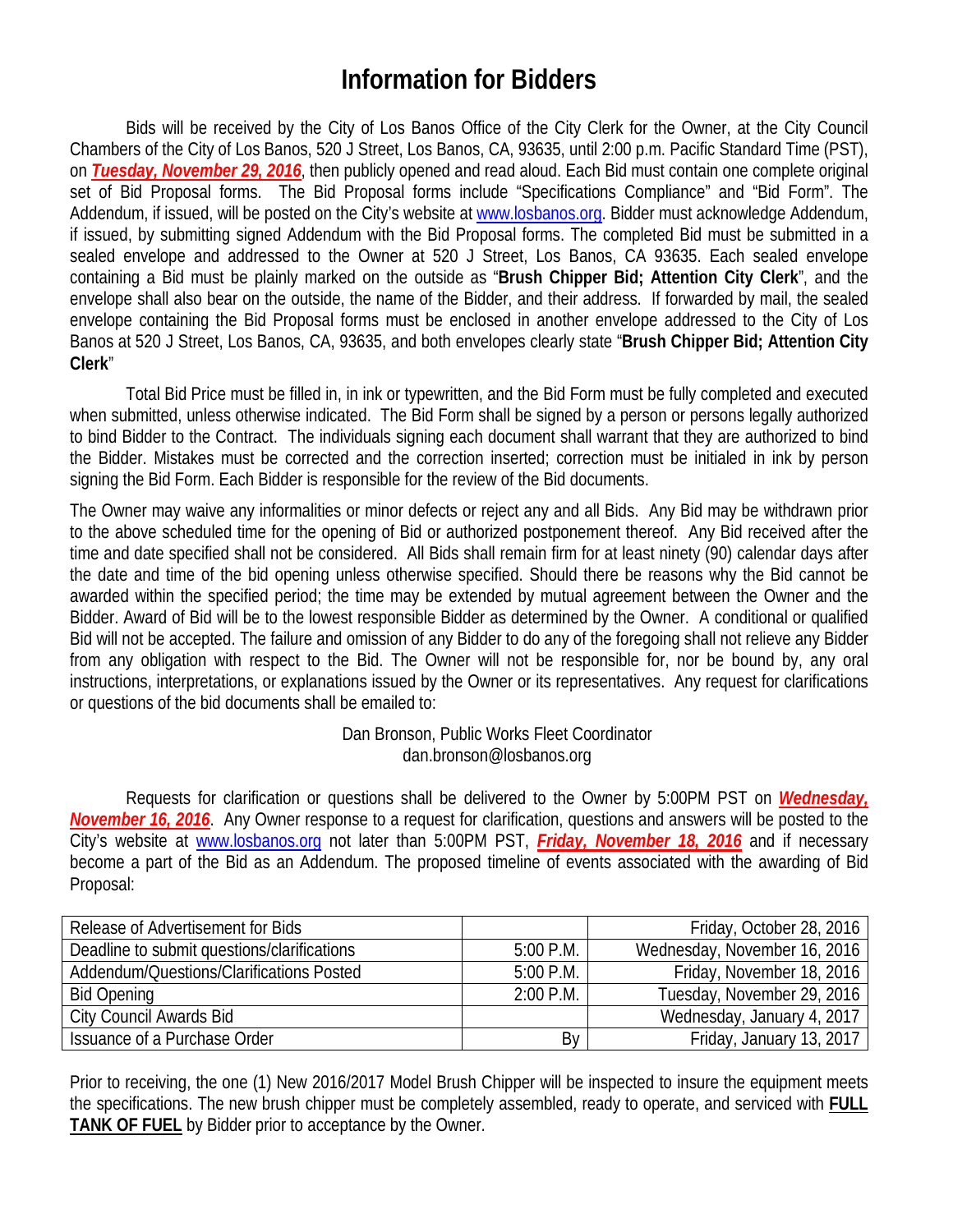# Information for Bidders

Bids will be received by the City of Los Banos Office of the City Clerk for the Owner, at the City Council Chambers of the City of Los Banos, 520 J Street, Los Banos, CA, 93635, until 2:00 p.m. Pacific Standard Time (PST), on ***Tuesday, November 29, 2016***, then publicly opened and read aloud. Each Bid must contain one complete original set of Bid Proposal forms. The Bid Proposal forms include "Specifications Compliance" and "Bid Form". The Addendum, if issued, will be posted on the City's website at www.losbanos.org. Bidder must acknowledge Addendum, if issued, by submitting signed Addendum with the Bid Proposal forms. The completed Bid must be submitted in a sealed envelope and addressed to the Owner at 520 J Street, Los Banos, CA 93635. Each sealed envelope containing a Bid must be plainly marked on the outside as "**Brush Chipper Bid; Attention City Clerk**", and the envelope shall also bear on the outside, the name of the Bidder, and their address. If forwarded by mail, the sealed envelope containing the Bid Proposal forms must be enclosed in another envelope addressed to the City of Los Banos at 520 J Street, Los Banos, CA, 93635, and both envelopes clearly state "**Brush Chipper Bid; Attention City Clerk**"

Total Bid Price must be filled in, in ink or typewritten, and the Bid Form must be fully completed and executed when submitted, unless otherwise indicated. The Bid Form shall be signed by a person or persons legally authorized to bind Bidder to the Contract. The individuals signing each document shall warrant that they are authorized to bind the Bidder. Mistakes must be corrected and the correction inserted; correction must be initialed in ink by person signing the Bid Form. Each Bidder is responsible for the review of the Bid documents.

The Owner may waive any informalities or minor defects or reject any and all Bids. Any Bid may be withdrawn prior to the above scheduled time for the opening of Bid or authorized postponement thereof. Any Bid received after the time and date specified shall not be considered. All Bids shall remain firm for at least ninety (90) calendar days after the date and time of the bid opening unless otherwise specified. Should there be reasons why the Bid cannot be awarded within the specified period; the time may be extended by mutual agreement between the Owner and the Bidder. Award of Bid will be to the lowest responsible Bidder as determined by the Owner. A conditional or qualified Bid will not be accepted. The failure and omission of any Bidder to do any of the foregoing shall not relieve any Bidder from any obligation with respect to the Bid. The Owner will not be responsible for, nor be bound by, any oral instructions, interpretations, or explanations issued by the Owner or its representatives. Any request for clarifications or questions of the bid documents shall be emailed to:

Dan Bronson, Public Works Fleet Coordinator
dan.bronson@losbanos.org

Requests for clarification or questions shall be delivered to the Owner by 5:00PM PST on ***Wednesday, November 16, 2016***. Any Owner response to a request for clarification, questions and answers will be posted to the City's website at www.losbanos.org not later than 5:00PM PST, ***Friday, November 18, 2016*** and if necessary become a part of the Bid as an Addendum. The proposed timeline of events associated with the awarding of Bid Proposal:

| | | |
|---|---|---|
| Release of Advertisement for Bids | | Friday, October 28, 2016 |
| Deadline to submit questions/clarifications | 5:00 P.M. | Wednesday, November 16, 2016 |
| Addendum/Questions/Clarifications Posted | 5:00 P.M. | Friday, November 18, 2016 |
| Bid Opening | 2:00 P.M. | Tuesday, November 29, 2016 |
| City Council Awards Bid | | Wednesday, January 4, 2017 |
| Issuance of a Purchase Order | By | Friday, January 13, 2017 |

Prior to receiving, the one (1) New 2016/2017 Model Brush Chipper will be inspected to insure the equipment meets the specifications. The new brush chipper must be completely assembled, ready to operate, and serviced with **FULL TANK OF FUEL** by Bidder prior to acceptance by the Owner.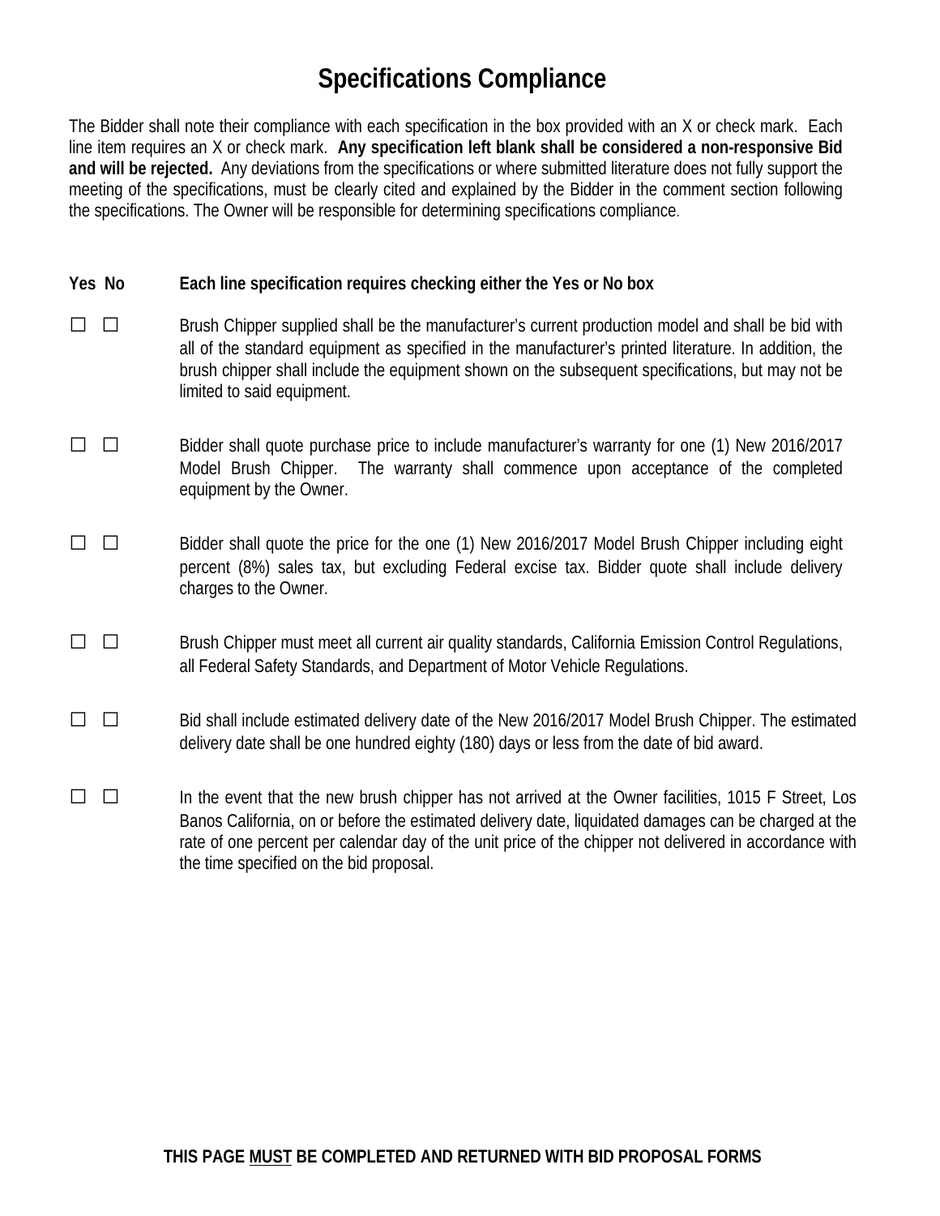# Specifications Compliance

The Bidder shall note their compliance with each specification in the box provided with an X or check mark. Each line item requires an X or check mark. **Any specification left blank shall be considered a non-responsive Bid and will be rejected.** Any deviations from the specifications or where submitted literature does not fully support the meeting of the specifications, must be clearly cited and explained by the Bidder in the comment section following the specifications. The Owner will be responsible for determining specifications compliance.

| Yes | No | Each line specification requires checking either the Yes or No box |
|---|---|---|
| ☐ | ☐ | Brush Chipper supplied shall be the manufacturer's current production model and shall be bid with all of the standard equipment as specified in the manufacturer's printed literature. In addition, the brush chipper shall include the equipment shown on the subsequent specifications, but may not be limited to said equipment. |
| ☐ | ☐ | Bidder shall quote purchase price to include manufacturer's warranty for one (1) New 2016/2017 Model Brush Chipper. The warranty shall commence upon acceptance of the completed equipment by the Owner. |
| ☐ | ☐ | Bidder shall quote the price for the one (1) New 2016/2017 Model Brush Chipper including eight percent (8%) sales tax, but excluding Federal excise tax. Bidder quote shall include delivery charges to the Owner. |
| ☐ | ☐ | Brush Chipper must meet all current air quality standards, California Emission Control Regulations, all Federal Safety Standards, and Department of Motor Vehicle Regulations. |
| ☐ | ☐ | Bid shall include estimated delivery date of the New 2016/2017 Model Brush Chipper. The estimated delivery date shall be one hundred eighty (180) days or less from the date of bid award. |
| ☐ | ☐ | In the event that the new brush chipper has not arrived at the Owner facilities, 1015 F Street, Los Banos California, on or before the estimated delivery date, liquidated damages can be charged at the rate of one percent per calendar day of the unit price of the chipper not delivered in accordance with the time specified on the bid proposal. |

**THIS PAGE MUST BE COMPLETED AND RETURNED WITH BID PROPOSAL FORMS**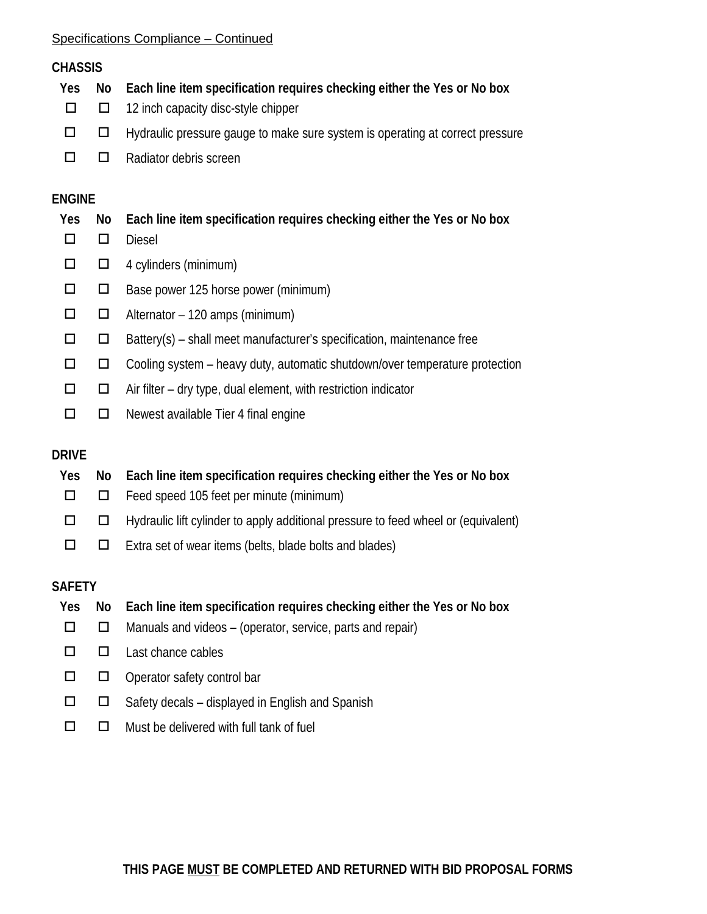Specifications Compliance – Continued

**CHASSIS**

| Yes | No | Each line item specification requires checking either the Yes or No box |
|---|---|---|
| ☐ | ☐ | 12 inch capacity disc-style chipper |
| ☐ | ☐ | Hydraulic pressure gauge to make sure system is operating at correct pressure |
| ☐ | ☐ | Radiator debris screen |

**ENGINE**

| Yes | No | Each line item specification requires checking either the Yes or No box |
|---|---|---|
| ☐ | ☐ | Diesel |
| ☐ | ☐ | 4 cylinders (minimum) |
| ☐ | ☐ | Base power 125 horse power (minimum) |
| ☐ | ☐ | Alternator – 120 amps (minimum) |
| ☐ | ☐ | Battery(s) – shall meet manufacturer's specification, maintenance free |
| ☐ | ☐ | Cooling system – heavy duty, automatic shutdown/over temperature protection |
| ☐ | ☐ | Air filter – dry type, dual element, with restriction indicator |
| ☐ | ☐ | Newest available Tier 4 final engine |

**DRIVE**

| Yes | No | Each line item specification requires checking either the Yes or No box |
|---|---|---|
| ☐ | ☐ | Feed speed 105 feet per minute (minimum) |
| ☐ | ☐ | Hydraulic lift cylinder to apply additional pressure to feed wheel or (equivalent) |
| ☐ | ☐ | Extra set of wear items (belts, blade bolts and blades) |

**SAFETY**

| Yes | No | Each line item specification requires checking either the Yes or No box |
|---|---|---|
| ☐ | ☐ | Manuals and videos – (operator, service, parts and repair) |
| ☐ | ☐ | Last chance cables |
| ☐ | ☐ | Operator safety control bar |
| ☐ | ☐ | Safety decals – displayed in English and Spanish |
| ☐ | ☐ | Must be delivered with full tank of fuel |

**THIS PAGE MUST BE COMPLETED AND RETURNED WITH BID PROPOSAL FORMS**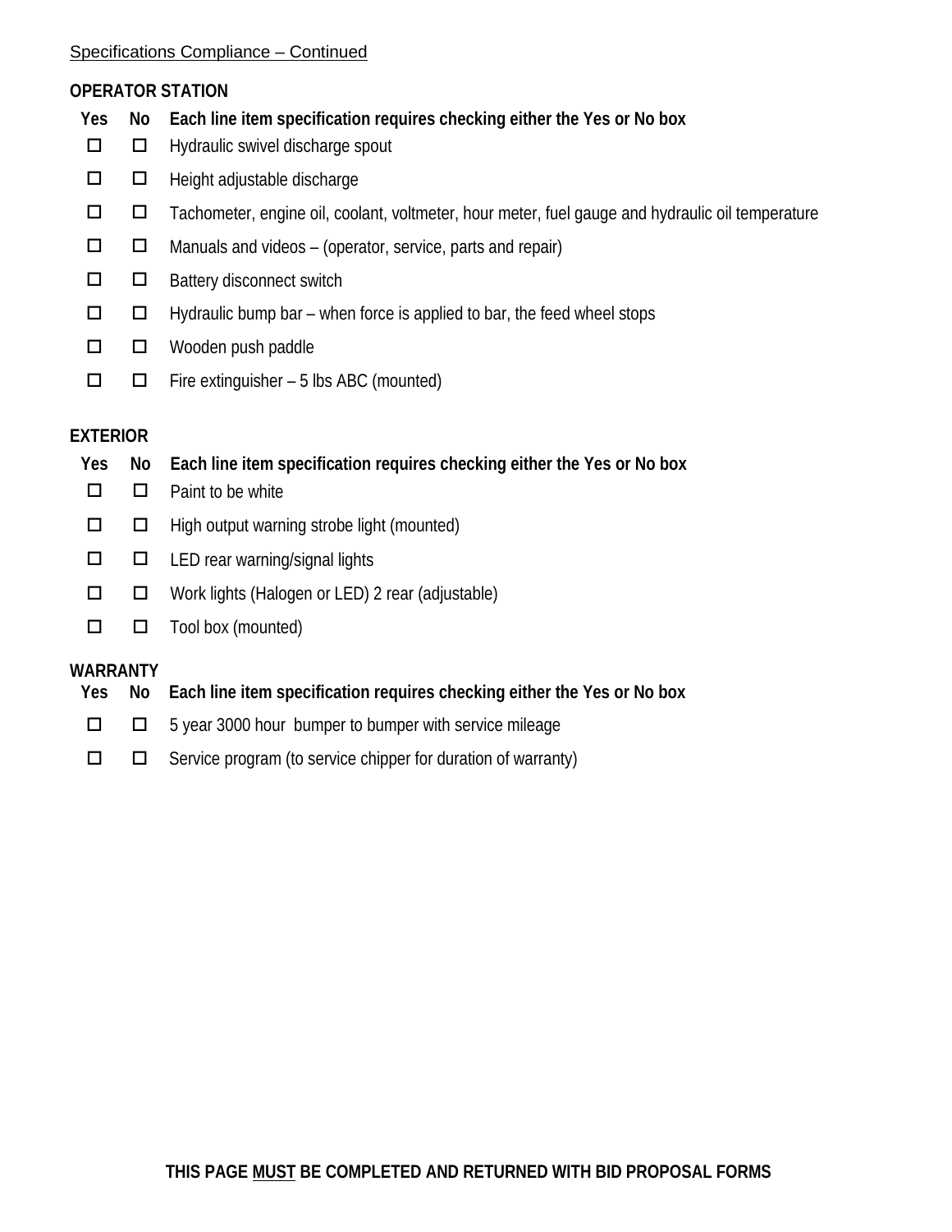Specifications Compliance – Continued

**OPERATOR STATION**

| Yes | No | Each line item specification requires checking either the Yes or No box |
|---|---|---|
| ☐ | ☐ | Hydraulic swivel discharge spout |
| ☐ | ☐ | Height adjustable discharge |
| ☐ | ☐ | Tachometer, engine oil, coolant, voltmeter, hour meter, fuel gauge and hydraulic oil temperature |
| ☐ | ☐ | Manuals and videos – (operator, service, parts and repair) |
| ☐ | ☐ | Battery disconnect switch |
| ☐ | ☐ | Hydraulic bump bar – when force is applied to bar, the feed wheel stops |
| ☐ | ☐ | Wooden push paddle |
| ☐ | ☐ | Fire extinguisher – 5 lbs ABC (mounted) |

**EXTERIOR**

| Yes | No | Each line item specification requires checking either the Yes or No box |
|---|---|---|
| ☐ | ☐ | Paint to be white |
| ☐ | ☐ | High output warning strobe light (mounted) |
| ☐ | ☐ | LED rear warning/signal lights |
| ☐ | ☐ | Work lights (Halogen or LED) 2 rear (adjustable) |
| ☐ | ☐ | Tool box (mounted) |

**WARRANTY**

| Yes | No | Each line item specification requires checking either the Yes or No box |
|---|---|---|
| ☐ | ☐ | 5 year 3000 hour bumper to bumper with service mileage |
| ☐ | ☐ | Service program (to service chipper for duration of warranty) |

**THIS PAGE MUST BE COMPLETED AND RETURNED WITH BID PROPOSAL FORMS**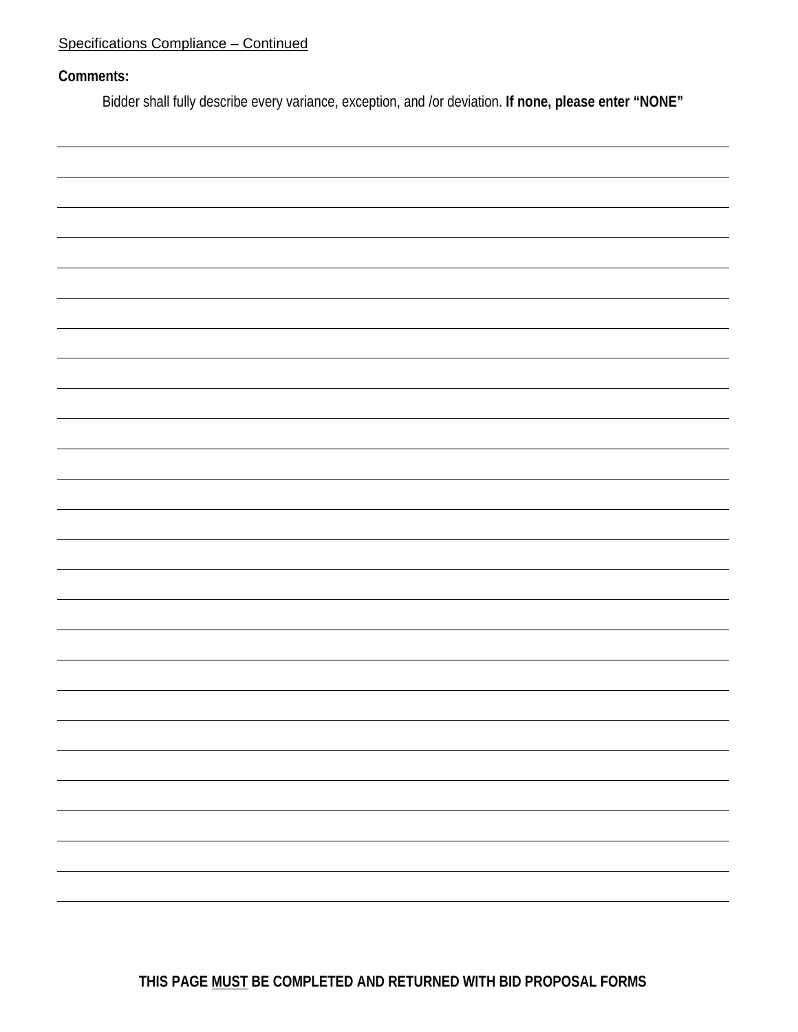Specifications Compliance – Continued

**Comments:**

Bidder shall fully describe every variance, exception, and /or deviation. **If none, please enter "NONE"**

**THIS PAGE MUST BE COMPLETED AND RETURNED WITH BID PROPOSAL FORMS**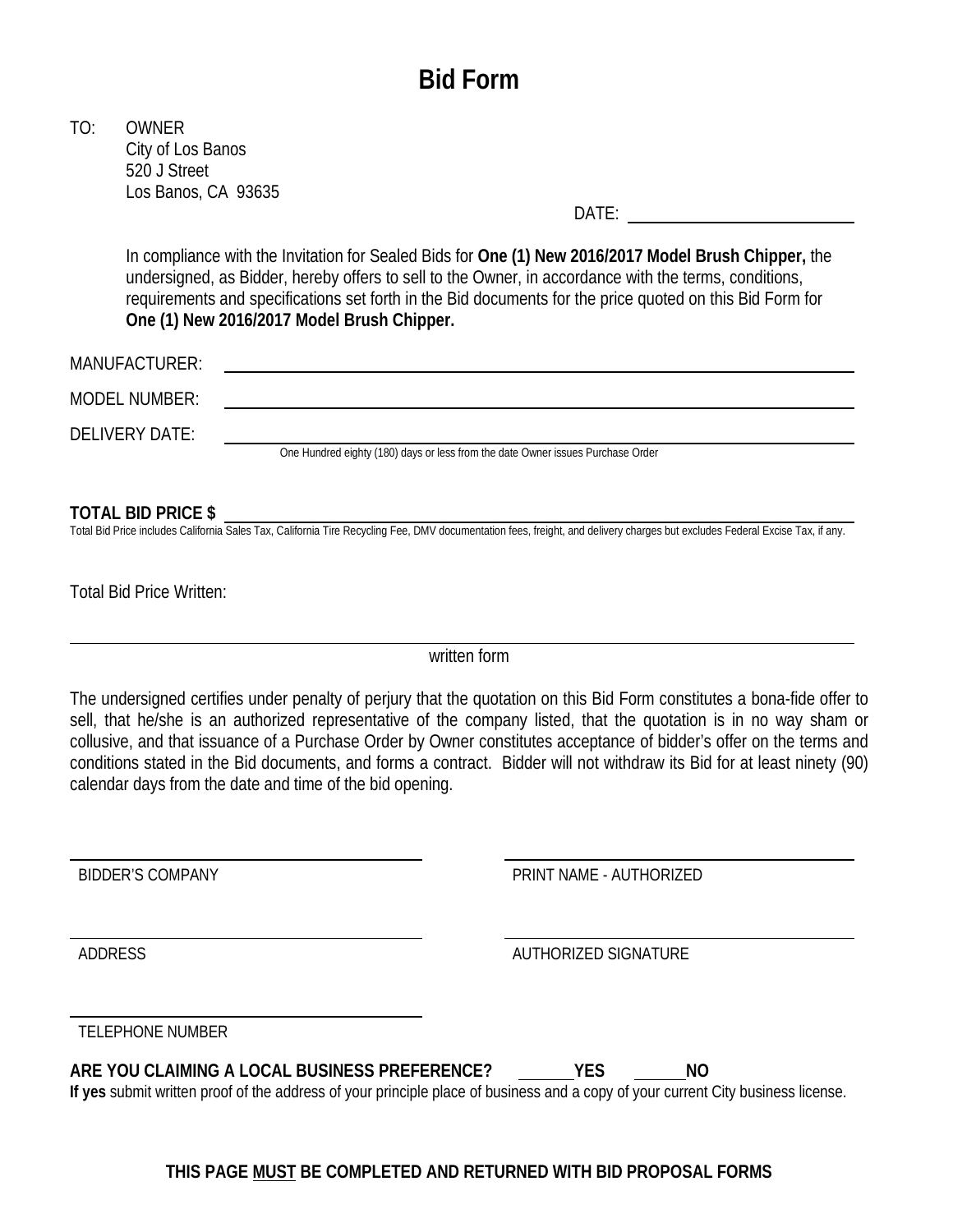# Bid Form

TO: OWNER
City of Los Banos
520 J Street
Los Banos, CA 93635

DATE: ______________________

In compliance with the Invitation for Sealed Bids for **One (1) New 2016/2017 Model Brush Chipper,** the undersigned, as Bidder, hereby offers to sell to the Owner, in accordance with the terms, conditions, requirements and specifications set forth in the Bid documents for the price quoted on this Bid Form for **One (1) New 2016/2017 Model Brush Chipper.**

MANUFACTURER: ______________________________________________

MODEL NUMBER: ______________________________________________

DELIVERY DATE: ______________________________________________
One Hundred eighty (180) days or less from the date Owner issues Purchase Order

**TOTAL BID PRICE $** ______________________________________________
Total Bid Price includes California Sales Tax, California Tire Recycling Fee, DMV documentation fees, freight, and delivery charges but excludes Federal Excise Tax, if any.

Total Bid Price Written:

______________________________________________
written form

The undersigned certifies under penalty of perjury that the quotation on this Bid Form constitutes a bona-fide offer to sell, that he/she is an authorized representative of the company listed, that the quotation is in no way sham or collusive, and that issuance of a Purchase Order by Owner constitutes acceptance of bidder's offer on the terms and conditions stated in the Bid documents, and forms a contract. Bidder will not withdraw its Bid for at least ninety (90) calendar days from the date and time of the bid opening.

______________________ BIDDER'S COMPANY

______________________ PRINT NAME - AUTHORIZED

______________________ ADDRESS

______________________ AUTHORIZED SIGNATURE

______________________ TELEPHONE NUMBER

**ARE YOU CLAIMING A LOCAL BUSINESS PREFERENCE?** ______**YES** ______**NO**

**If yes** submit written proof of the address of your principle place of business and a copy of your current City business license.

**THIS PAGE MUST BE COMPLETED AND RETURNED WITH BID PROPOSAL FORMS**